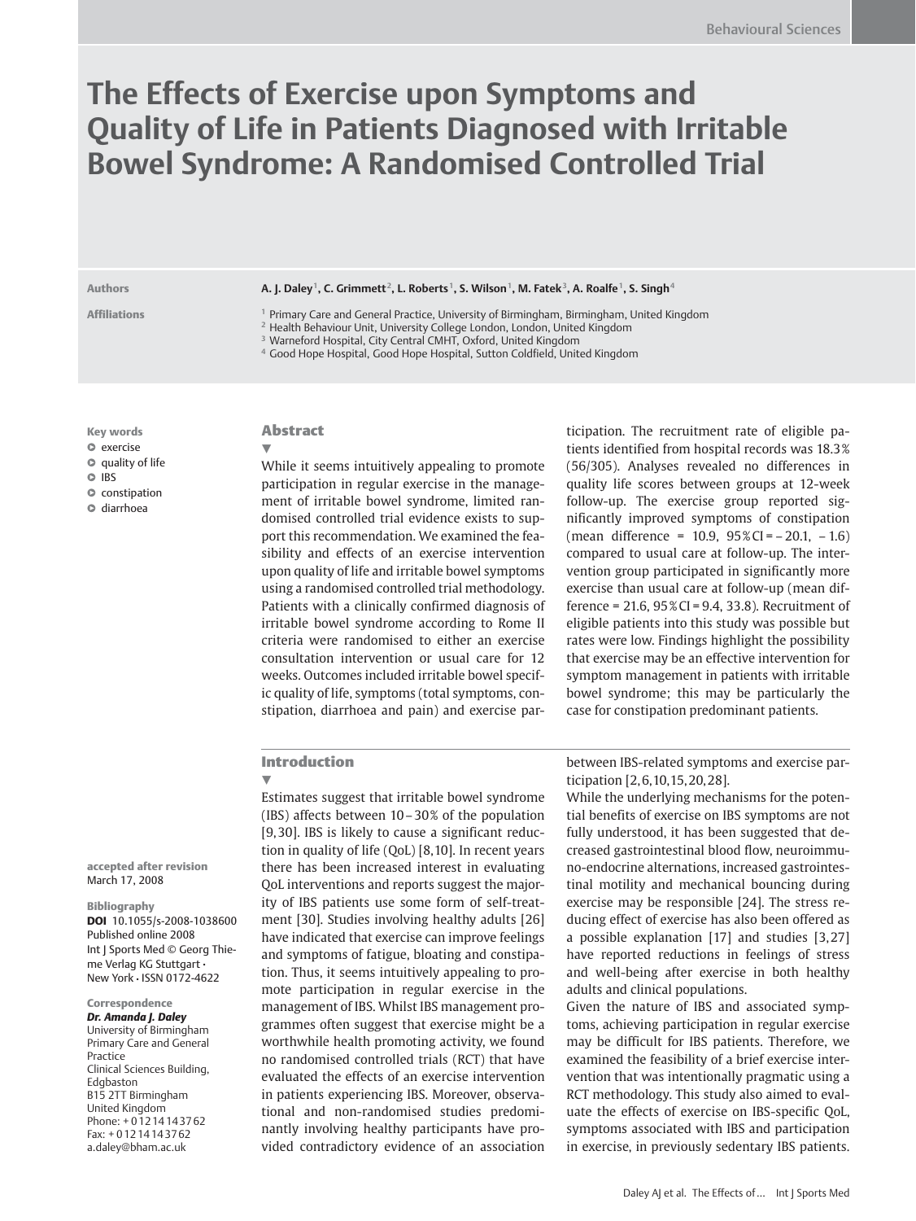# The Effects of Exercise upon Symptoms and Quality of Life in Patients Diagnosed with Irritable Bowel Syndrome: A Randomised Controlled Trial

**Authors** A. J. Daley[1], C. Grimmett[2], L. Roberts[1], S. Wilson[1], M. Fatek[3], A. Roalfe[1], S. Singh[4]

**Affiliations**
[1] Primary Care and General Practice, University of Birmingham, Birmingham, United Kingdom
[2] Health Behaviour Unit, University College London, London, United Kingdom
[3] Warneford Hospital, City Central CMHT, Oxford, United Kingdom
[4] Good Hope Hospital, Good Hope Hospital, Sutton Coldfield, United Kingdom

**Key words**
- exercise
- quality of life
- IBS
- constipation
- diarrhoea

**accepted after revision**
March 17, 2008

**Bibliography**
**DOI** 10.1055/s-2008-1038600
Published online 2008
Int J Sports Med © Georg Thieme Verlag KG Stuttgart · New York · ISSN 0172-4622

**Correspondence**
***Dr. Amanda J. Daley***
University of Birmingham
Primary Care and General Practice
Clinical Sciences Building, Edgbaston
B15 2TT Birmingham
United Kingdom
Phone: + 01 21 41 43 762
Fax: + 01 21 41 43 762
a.daley@bham.ac.uk

## Abstract

While it seems intuitively appealing to promote participation in regular exercise in the management of irritable bowel syndrome, limited randomised controlled trial evidence exists to support this recommendation. We examined the feasibility and effects of an exercise intervention upon quality of life and irritable bowel symptoms using a randomised controlled trial methodology. Patients with a clinically confirmed diagnosis of irritable bowel syndrome according to Rome II criteria were randomised to either an exercise consultation intervention or usual care for 12 weeks. Outcomes included irritable bowel specific quality of life, symptoms (total symptoms, constipation, diarrhoea and pain) and exercise participation. The recruitment rate of eligible patients identified from hospital records was 18.3% (56/305). Analyses revealed no differences in quality life scores between groups at 12-week follow-up. The exercise group reported significantly improved symptoms of constipation (mean difference = 10.9, 95% CI = – 20.1, – 1.6) compared to usual care at follow-up. The intervention group participated in significantly more exercise than usual care at follow-up (mean difference = 21.6, 95% CI = 9.4, 33.8). Recruitment of eligible patients into this study was possible but rates were low. Findings highlight the possibility that exercise may be an effective intervention for symptom management in patients with irritable bowel syndrome; this may be particularly the case for constipation predominant patients.

## Introduction

Estimates suggest that irritable bowel syndrome (IBS) affects between 10 – 30% of the population [9,30]. IBS is likely to cause a significant reduction in quality of life (QoL) [8,10]. In recent years there has been increased interest in evaluating QoL interventions and reports suggest the majority of IBS patients use some form of self-treatment [30]. Studies involving healthy adults [26] have indicated that exercise can improve feelings and symptoms of fatigue, bloating and constipation. Thus, it seems intuitively appealing to promote participation in regular exercise in the management of IBS. Whilst IBS management programmes often suggest that exercise might be a worthwhile health promoting activity, we found no randomised controlled trials (RCT) that have evaluated the effects of an exercise intervention in patients experiencing IBS. Moreover, observational and non-randomised studies predominantly involving healthy participants have provided contradictory evidence of an association between IBS-related symptoms and exercise participation [2,6,10,15,20,28].

While the underlying mechanisms for the potential benefits of exercise on IBS symptoms are not fully understood, it has been suggested that decreased gastrointestinal blood flow, neuroimmuno-endocrine alternations, increased gastrointestinal motility and mechanical bouncing during exercise may be responsible [24]. The stress reducing effect of exercise has also been offered as a possible explanation [17] and studies [3,27] have reported reductions in feelings of stress and well-being after exercise in both healthy adults and clinical populations.

Given the nature of IBS and associated symptoms, achieving participation in regular exercise may be difficult for IBS patients. Therefore, we examined the feasibility of a brief exercise intervention that was intentionally pragmatic using a RCT methodology. This study also aimed to evaluate the effects of exercise on IBS-specific QoL, symptoms associated with IBS and participation in exercise, in previously sedentary IBS patients.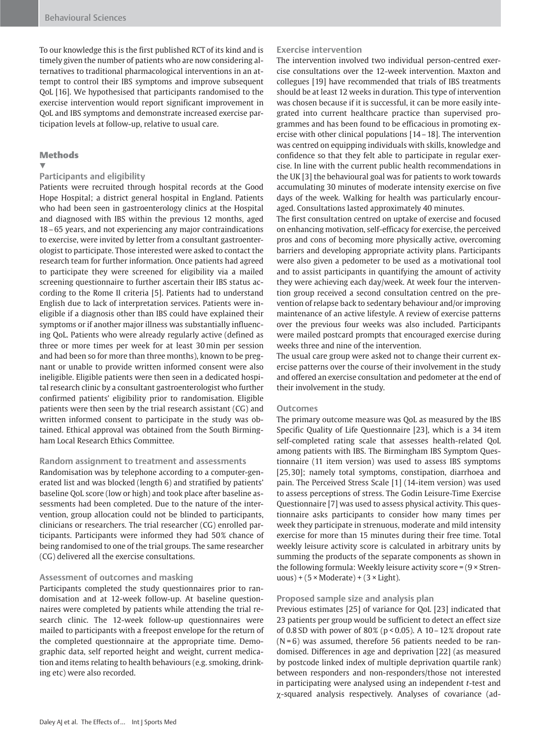To our knowledge this is the first published RCT of its kind and is timely given the number of patients who are now considering alternatives to traditional pharmacological interventions in an attempt to control their IBS symptoms and improve subsequent QoL [16]. We hypothesised that participants randomised to the exercise intervention would report significant improvement in QoL and IBS symptoms and demonstrate increased exercise participation levels at follow-up, relative to usual care.

## Methods

### Participants and eligibility

Patients were recruited through hospital records at the Good Hope Hospital; a district general hospital in England. Patients who had been seen in gastroenterology clinics at the Hospital and diagnosed with IBS within the previous 12 months, aged 18–65 years, and not experiencing any major contraindications to exercise, were invited by letter from a consultant gastroenterologist to participate. Those interested were asked to contact the research team for further information. Once patients had agreed to participate they were screened for eligibility via a mailed screening questionnaire to further ascertain their IBS status according to the Rome II criteria [5]. Patients had to understand English due to lack of interpretation services. Patients were ineligible if a diagnosis other than IBS could have explained their symptoms or if another major illness was substantially influencing QoL. Patients who were already regularly active (defined as three or more times per week for at least 30 min per session and had been so for more than three months), known to be pregnant or unable to provide written informed consent were also ineligible. Eligible patients were then seen in a dedicated hospital research clinic by a consultant gastroenterologist who further confirmed patients' eligibility prior to randomisation. Eligible patients were then seen by the trial research assistant (CG) and written informed consent to participate in the study was obtained. Ethical approval was obtained from the South Birmingham Local Research Ethics Committee.

### Random assignment to treatment and assessments

Randomisation was by telephone according to a computer-generated list and was blocked (length 6) and stratified by patients' baseline QoL score (low or high) and took place after baseline assessments had been completed. Due to the nature of the intervention, group allocation could not be blinded to participants, clinicians or researchers. The trial researcher (CG) enrolled participants. Participants were informed they had 50% chance of being randomised to one of the trial groups. The same researcher (CG) delivered all the exercise consultations.

### Assessment of outcomes and masking

Participants completed the study questionnaires prior to randomisation and at 12-week follow-up. At baseline questionnaires were completed by patients while attending the trial research clinic. The 12-week follow-up questionnaires were mailed to participants with a freepost envelope for the return of the completed questionnaire at the appropriate time. Demographic data, self reported height and weight, current medication and items relating to health behaviours (e.g. smoking, drinking etc) were also recorded.

### Exercise intervention

The intervention involved two individual person-centred exercise consultations over the 12-week intervention. Maxton and collegues [19] have recommended that trials of IBS treatments should be at least 12 weeks in duration. This type of intervention was chosen because if it is successful, it can be more easily integrated into current healthcare practice than supervised programmes and has been found to be efficacious in promoting exercise with other clinical populations [14–18]. The intervention was centred on equipping individuals with skills, knowledge and confidence so that they felt able to participate in regular exercise. In line with the current public health recommendations in the UK [3] the behavioural goal was for patients to work towards accumulating 30 minutes of moderate intensity exercise on five days of the week. Walking for health was particularly encouraged. Consultations lasted approximately 40 minutes.

The first consultation centred on uptake of exercise and focused on enhancing motivation, self-efficacy for exercise, the perceived pros and cons of becoming more physically active, overcoming barriers and developing appropriate activity plans. Participants were also given a pedometer to be used as a motivational tool and to assist participants in quantifying the amount of activity they were achieving each day/week. At week four the intervention group received a second consultation centred on the prevention of relapse back to sedentary behaviour and/or improving maintenance of an active lifestyle. A review of exercise patterns over the previous four weeks was also included. Participants were mailed postcard prompts that encouraged exercise during weeks three and nine of the intervention.

The usual care group were asked not to change their current exercise patterns over the course of their involvement in the study and offered an exercise consultation and pedometer at the end of their involvement in the study.

### Outcomes

The primary outcome measure was QoL as measured by the IBS Specific Quality of Life Questionnaire [23], which is a 34 item self-completed rating scale that assesses health-related QoL among patients with IBS. The Birmingham IBS Symptom Questionnaire (11 item version) was used to assess IBS symptoms [25,30]; namely total symptoms, constipation, diarrhoea and pain. The Perceived Stress Scale [1] (14-item version) was used to assess perceptions of stress. The Godin Leisure-Time Exercise Questionnaire [7] was used to assess physical activity. This questionnaire asks participants to consider how many times per week they participate in strenuous, moderate and mild intensity exercise for more than 15 minutes during their free time. Total weekly leisure activity score is calculated in arbitrary units by summing the products of the separate components as shown in the following formula: Weekly leisure activity score = (9 × Strenuous) + (5 × Moderate) + (3 × Light).

### Proposed sample size and analysis plan

Previous estimates [25] of variance for QoL [23] indicated that 23 patients per group would be sufficient to detect an effect size of 0.8 SD with power of 80% ($p < 0.05$). A 10–12% dropout rate ($N = 6$) was assumed, therefore 56 patients needed to be randomised. Differences in age and deprivation [22] (as measured by postcode linked index of multiple deprivation quartile rank) between responders and non-responders/those not interested in participating were analysed using an independent $t$-test and $\chi$-squared analysis respectively. Analyses of covariance (ad-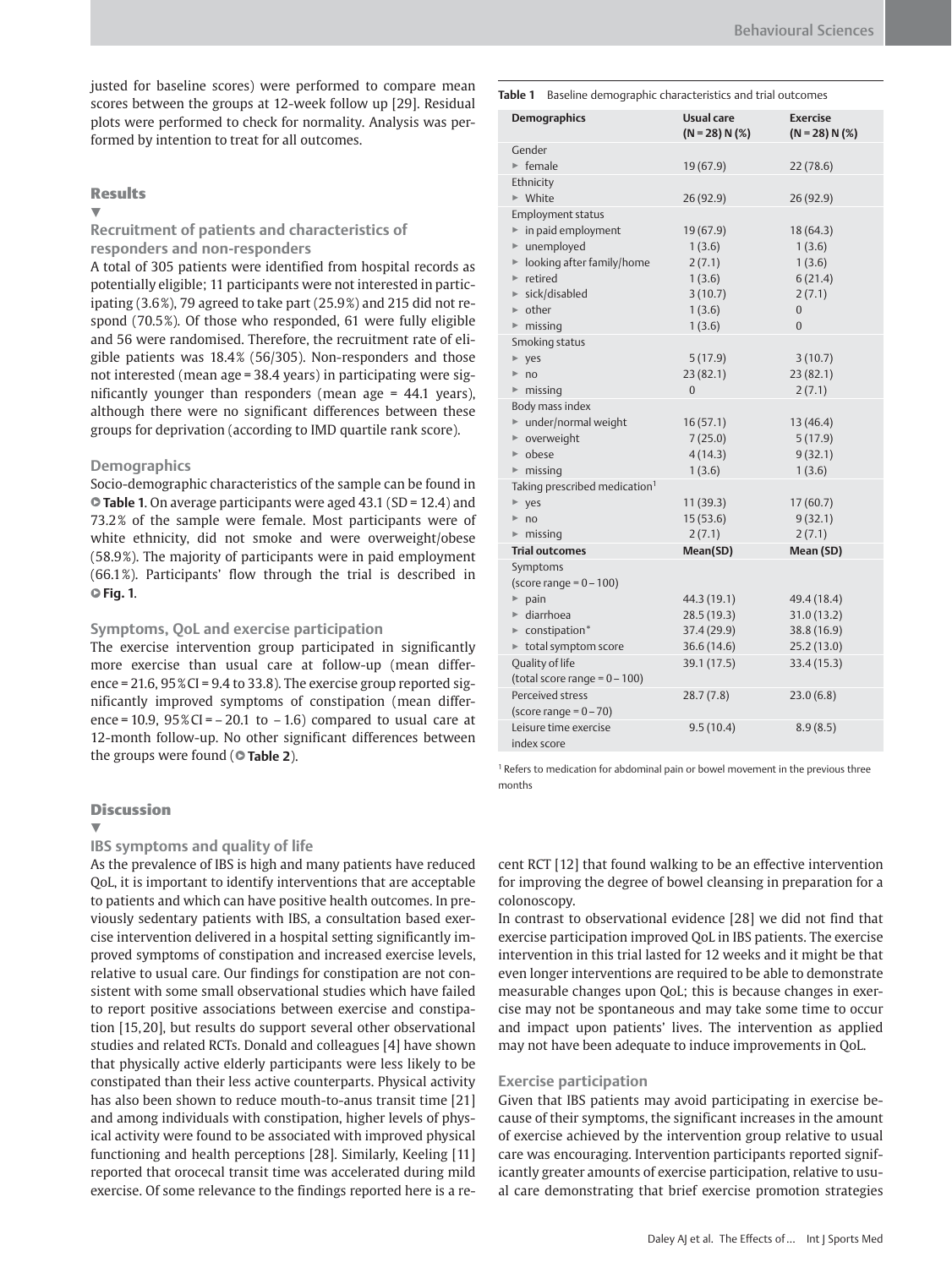justed for baseline scores) were performed to compare mean scores between the groups at 12-week follow up [29]. Residual plots were performed to check for normality. Analysis was performed by intention to treat for all outcomes.

## Results

### Recruitment of patients and characteristics of responders and non-responders

A total of 305 patients were identified from hospital records as potentially eligible; 11 participants were not interested in participating (3.6%), 79 agreed to take part (25.9%) and 215 did not respond (70.5%). Of those who responded, 61 were fully eligible and 56 were randomised. Therefore, the recruitment rate of eligible patients was 18.4% (56/305). Non-responders and those not interested (mean age = 38.4 years) in participating were significantly younger than responders (mean age = 44.1 years), although there were no significant differences between these groups for deprivation (according to IMD quartile rank score).

### Demographics

Socio-demographic characteristics of the sample can be found in **Table 1**. On average participants were aged 43.1 (SD = 12.4) and 73.2% of the sample were female. Most participants were of white ethnicity, did not smoke and were overweight/obese (58.9%). The majority of participants were in paid employment (66.1%). Participants' flow through the trial is described in **Fig. 1**.

### Symptoms, QoL and exercise participation

The exercise intervention group participated in significantly more exercise than usual care at follow-up (mean difference = 21.6, 95%CI = 9.4 to 33.8). The exercise group reported significantly improved symptoms of constipation (mean difference = 10.9, 95%CI = – 20.1 to – 1.6) compared to usual care at 12-month follow-up. No other significant differences between the groups were found (**Table 2**).

**Table 1** Baseline demographic characteristics and trial outcomes

| Demographics | Usual care (N = 28) N (%) | Exercise (N = 28) N (%) |
|---|---|---|
| Gender | | |
| ► female | 19 (67.9) | 22 (78.6) |
| Ethnicity | | |
| ► White | 26 (92.9) | 26 (92.9) |
| Employment status | | |
| ► in paid employment | 19 (67.9) | 18 (64.3) |
| ► unemployed | 1 (3.6) | 1 (3.6) |
| ► looking after family/home | 2 (7.1) | 1 (3.6) |
| ► retired | 1 (3.6) | 6 (21.4) |
| ► sick/disabled | 3 (10.7) | 2 (7.1) |
| ► other | 1 (3.6) | 0 |
| ► missing | 1 (3.6) | 0 |
| Smoking status | | |
| ► yes | 5 (17.9) | 3 (10.7) |
| ► no | 23 (82.1) | 23 (82.1) |
| ► missing | 0 | 2 (7.1) |
| Body mass index | | |
| ► under/normal weight | 16 (57.1) | 13 (46.4) |
| ► overweight | 7 (25.0) | 5 (17.9) |
| ► obese | 4 (14.3) | 9 (32.1) |
| ► missing | 1 (3.6) | 1 (3.6) |
| Taking prescribed medication[1] | | |
| ► yes | 11 (39.3) | 17 (60.7) |
| ► no | 15 (53.6) | 9 (32.1) |
| ► missing | 2 (7.1) | 2 (7.1) |
| **Trial outcomes** | **Mean(SD)** | **Mean (SD)** |
| Symptoms (score range = 0 – 100) | | |
| ► pain | 44.3 (19.1) | 49.4 (18.4) |
| ► diarrhoea | 28.5 (19.3) | 31.0 (13.2) |
| ► constipation* | 37.4 (29.9) | 38.8 (16.9) |
| ► total symptom score | 36.6 (14.6) | 25.2 (13.0) |
| Quality of life (total score range = 0 – 100) | 39.1 (17.5) | 33.4 (15.3) |
| Perceived stress (score range = 0 – 70) | 28.7 (7.8) | 23.0 (6.8) |
| Leisure time exercise index score | 9.5 (10.4) | 8.9 (8.5) |

[1] Refers to medication for abdominal pain or bowel movement in the previous three months

## Discussion

### IBS symptoms and quality of life

As the prevalence of IBS is high and many patients have reduced QoL, it is important to identify interventions that are acceptable to patients and which can have positive health outcomes. In previously sedentary patients with IBS, a consultation based exercise intervention delivered in a hospital setting significantly improved symptoms of constipation and increased exercise levels, relative to usual care. Our findings for constipation are not consistent with some small observational studies which have failed to report positive associations between exercise and constipation [15,20], but results do support several other observational studies and related RCTs. Donald and colleagues [4] have shown that physically active elderly participants were less likely to be constipated than their less active counterparts. Physical activity has also been shown to reduce mouth-to-anus transit time [21] and among individuals with constipation, higher levels of physical activity were found to be associated with improved physical functioning and health perceptions [28]. Similarly, Keeling [11] reported that orocecal transit time was accelerated during mild exercise. Of some relevance to the findings reported here is a recent RCT [12] that found walking to be an effective intervention for improving the degree of bowel cleansing in preparation for a colonoscopy.

In contrast to observational evidence [28] we did not find that exercise participation improved QoL in IBS patients. The exercise intervention in this trial lasted for 12 weeks and it might be that even longer interventions are required to be able to demonstrate measurable changes upon QoL; this is because changes in exercise may not be spontaneous and may take some time to occur and impact upon patients' lives. The intervention as applied may not have been adequate to induce improvements in QoL.

### Exercise participation

Given that IBS patients may avoid participating in exercise because of their symptoms, the significant increases in the amount of exercise achieved by the intervention group relative to usual care was encouraging. Intervention participants reported significantly greater amounts of exercise participation, relative to usual care demonstrating that brief exercise promotion strategies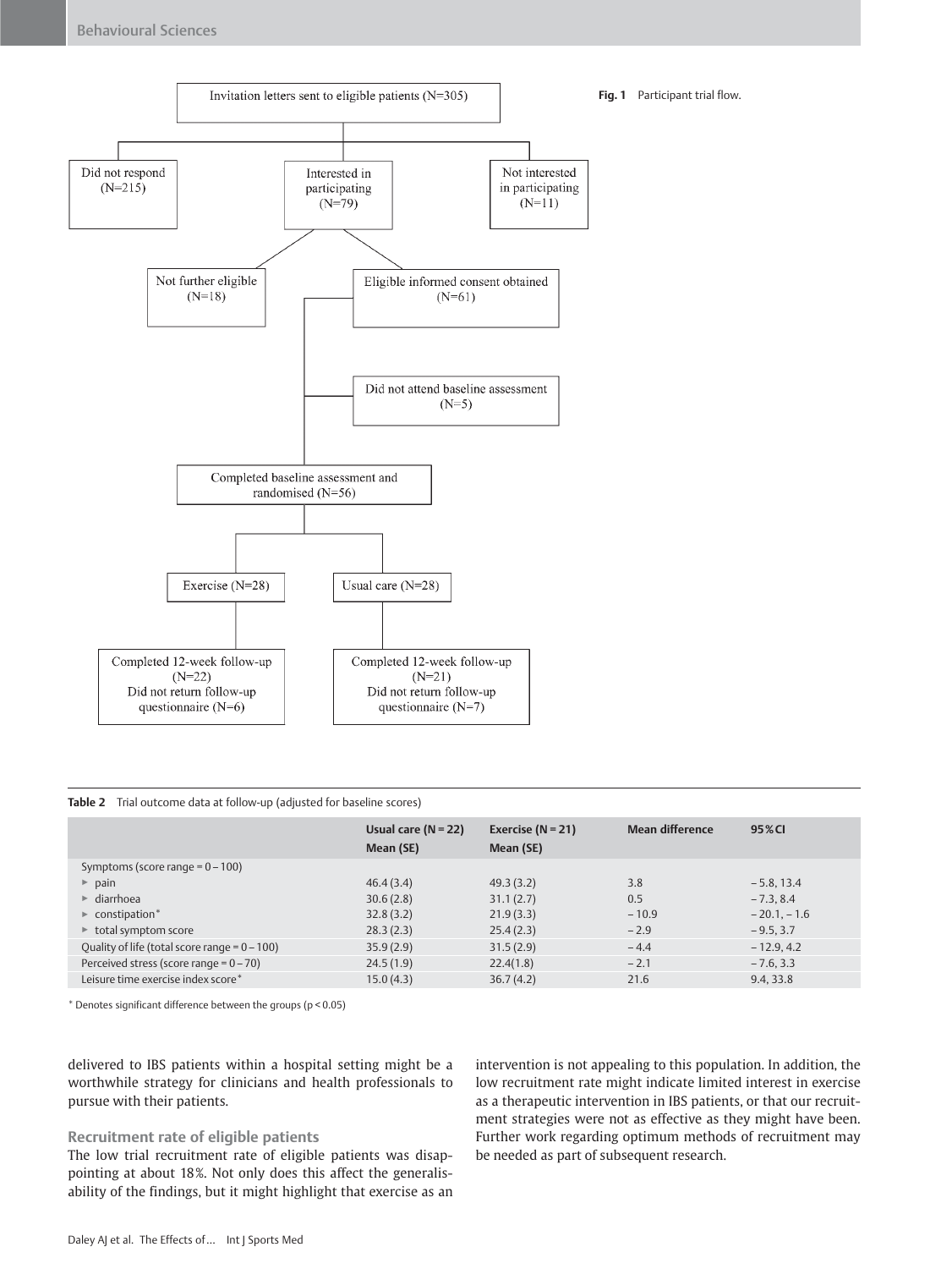Invitation letters sent to eligible patients (N=305)

Did not respond (N=215)

Interested in participating (N=79)

Not interested in participating (N=11)

Not further eligible (N=18)

Eligible informed consent obtained (N=61)

Did not attend baseline assessment (N=5)

Completed baseline assessment and randomised (N=56)

Exercise (N=28)

Usual care (N=28)

Completed 12-week follow-up (N=22)
Did not return follow-up questionnaire (N=6)

Completed 12-week follow-up (N=21)
Did not return follow-up questionnaire (N=7)

**Fig. 1** Participant trial flow.

**Table 2** Trial outcome data at follow-up (adjusted for baseline scores)

| | Usual care (N = 22) Mean (SE) | Exercise (N = 21) Mean (SE) | Mean difference | 95 % CI |
|---|---|---|---|---|
| Symptoms (score range = 0–100) | | | | |
| ▸ pain | 46.4 (3.4) | 49.3 (3.2) | 3.8 | −5.8, 13.4 |
| ▸ diarrhoea | 30.6 (2.8) | 31.1 (2.7) | 0.5 | −7.3, 8.4 |
| ▸ constipation* | 32.8 (3.2) | 21.9 (3.3) | −10.9 | −20.1, −1.6 |
| ▸ total symptom score | 28.3 (2.3) | 25.4 (2.3) | −2.9 | −9.5, 3.7 |
| Quality of life (total score range = 0–100) | 35.9 (2.9) | 31.5 (2.9) | −4.4 | −12.9, 4.2 |
| Perceived stress (score range = 0–70) | 24.5 (1.9) | 22.4(1.8) | −2.1 | −7.6, 3.3 |
| Leisure time exercise index score* | 15.0 (4.3) | 36.7 (4.2) | 21.6 | 9.4, 33.8 |

\* Denotes significant difference between the groups ($p < 0.05$)

delivered to IBS patients within a hospital setting might be a worthwhile strategy for clinicians and health professionals to pursue with their patients.

### Recruitment rate of eligible patients

The low trial recruitment rate of eligible patients was disappointing at about 18%. Not only does this affect the generalisability of the findings, but it might highlight that exercise as an intervention is not appealing to this population. In addition, the low recruitment rate might indicate limited interest in exercise as a therapeutic intervention in IBS patients, or that our recruitment strategies were not as effective as they might have been. Further work regarding optimum methods of recruitment may be needed as part of subsequent research.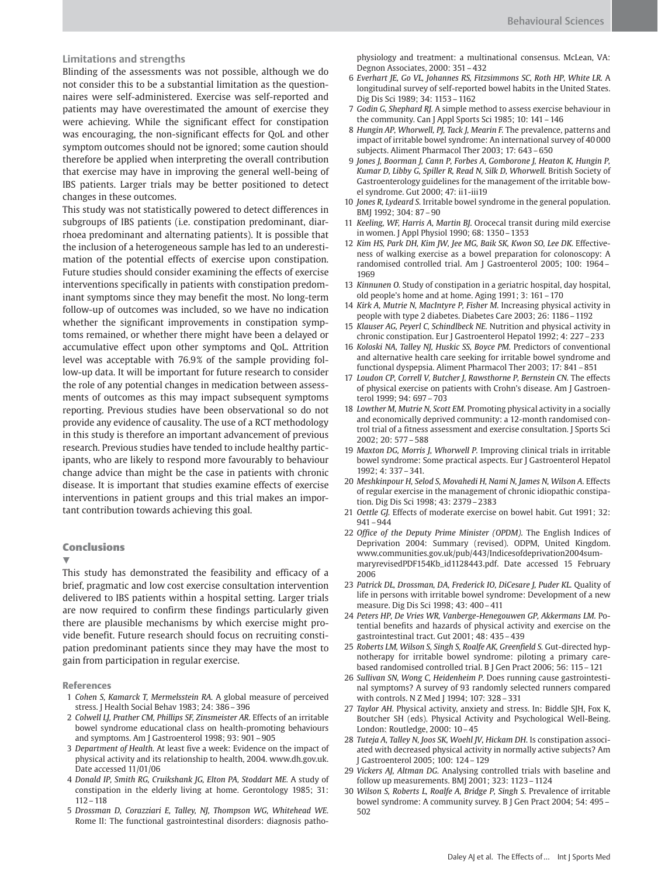### Limitations and strengths

Blinding of the assessments was not possible, although we do not consider this to be a substantial limitation as the questionnaires were self-administered. Exercise was self-reported and patients may have overestimated the amount of exercise they were achieving. While the significant effect for constipation was encouraging, the non-significant effects for QoL and other symptom outcomes should not be ignored; some caution should therefore be applied when interpreting the overall contribution that exercise may have in improving the general well-being of IBS patients. Larger trials may be better positioned to detect changes in these outcomes.

This study was not statistically powered to detect differences in subgroups of IBS patients (i.e. constipation predominant, diarrhoea predominant and alternating patients). It is possible that the inclusion of a heterogeneous sample has led to an underestimation of the potential effects of exercise upon constipation. Future studies should consider examining the effects of exercise interventions specifically in patients with constipation predominant symptoms since they may benefit the most. No long-term follow-up of outcomes was included, so we have no indication whether the significant improvements in constipation symptoms remained, or whether there might have been a delayed or accumulative effect upon other symptoms and QoL. Attrition level was acceptable with 76.9% of the sample providing follow-up data. It will be important for future research to consider the role of any potential changes in medication between assessments of outcomes as this may impact subsequent symptoms reporting. Previous studies have been observational so do not provide any evidence of causality. The use of a RCT methodology in this study is therefore an important advancement of previous research. Previous studies have tended to include healthy participants, who are likely to respond more favourably to behaviour change advice than might be the case in patients with chronic disease. It is important that studies examine effects of exercise interventions in patient groups and this trial makes an important contribution towards achieving this goal.

## Conclusions

This study has demonstrated the feasibility and efficacy of a brief, pragmatic and low cost exercise consultation intervention delivered to IBS patients within a hospital setting. Larger trials are now required to confirm these findings particularly given there are plausible mechanisms by which exercise might provide benefit. Future research should focus on recruiting constipation predominant patients since they may have the most to gain from participation in regular exercise.

### References

1. *Cohen S, Kamarck T, Mermelsstein RA.* A global measure of perceived stress. J Health Social Behav 1983; 24: 386 – 396
2. *Colwell LJ, Prather CM, Phillips SF, Zinsmeister AR.* Effects of an irritable bowel syndrome educational class on health-promoting behaviours and symptoms. Am J Gastroenterol 1998; 93: 901 – 905
3. *Department of Health.* At least five a week: Evidence on the impact of physical activity and its relationship to health, 2004. www.dh.gov.uk. Date accessed 11/01/06
4. *Donald IP, Smith RG, Cruikshank JG, Elton PA, Stoddart ME.* A study of constipation in the elderly living at home. Gerontology 1985; 31: 112 – 118
5. *Drossman D, Corazziari E, Talley, NJ, Thompson WG, Whitehead WE.* Rome II: The functional gastrointestinal disorders: diagnosis pathophysiology and treatment: a multinational consensus. McLean, VA: Degnon Associates, 2000: 351 – 432
6. *Everhart JE, Go VL, Johannes RS, Fitzsimmons SC, Roth HP, White LR.* A longitudinal survey of self-reported bowel habits in the United States. Dig Dis Sci 1989; 34: 1153 – 1162
7. *Godin G, Shephard RJ.* A simple method to assess exercise behaviour in the community. Can J Appl Sports Sci 1985; 10: 141 – 146
8. *Hungin AP, Whorwell, PJ, Tack J, Mearin F.* The prevalence, patterns and impact of irritable bowel syndrome: An international survey of 40 000 subjects. Aliment Pharmacol Ther 2003; 17: 643 – 650
9. *Jones J, Boorman J, Cann P, Forbes A, Gomborone J, Heaton K, Hungin P, Kumar D, Libby G, Spiller R, Read N, Silk D, Whorwell.* British Society of Gastroenterology guidelines for the management of the irritable bowel syndrome. Gut 2000; 47: ii1-iii19
10. *Jones R, Lydeard S.* Irritable bowel syndrome in the general population. BMJ 1992; 304: 87 – 90
11. *Keeling, WF, Harris A, Martin BJ.* Orocecal transit during mild exercise in women. J Appl Physiol 1990; 68: 1350 – 1353
12. *Kim HS, Park DH, Kim JW, Jee MG, Baik SK, Kwon SO, Lee DK.* Effectiveness of walking exercise as a bowel preparation for colonoscopy: A randomised controlled trial. Am J Gastroenterol 2005; 100: 1964 – 1969
13. *Kinnunen O.* Study of constipation in a geriatric hospital, day hospital, old people's home and at home. Aging 1991; 3: 161 – 170
14. *Kirk A, Mutrie N, MacIntyre P, Fisher M.* Increasing physical activity in people with type 2 diabetes. Diabetes Care 2003; 26: 1186 – 1192
15. *Klauser AG, Peyerl C, Schindlbeck NE.* Nutrition and physical activity in chronic constipation. Eur J Gastroenterol Hepatol 1992; 4: 227 – 233
16. *Koloski NA, Talley NJ, Huskic SS, Boyce PM.* Predictors of conventional and alternative health care seeking for irritable bowel syndrome and functional dyspepsia. Aliment Pharmacol Ther 2003; 17: 841 – 851
17. *Loudon CP, Correll V, Butcher J, Rawsthorne P, Bernstein CN.* The effects of physical exercise on patients with Crohn's disease. Am J Gastroenterol 1999; 94: 697 – 703
18. *Lowther M, Mutrie N, Scott EM.* Promoting physical activity in a socially and economically deprived community: a 12-month randomised control trial of a fitness assessment and exercise consultation. J Sports Sci 2002; 20: 577 – 588
19. *Maxton DG, Morris J, Whorwell P.* Improving clinical trials in irritable bowel syndrome: Some practical aspects. Eur J Gastroenterol Hepatol 1992; 4: 337 – 341.
20. *Meshkinpour H, Selod S, Movahedi H, Nami N, James N, Wilson A.* Effects of regular exercise in the management of chronic idiopathic constipation. Dig Dis Sci 1998; 43: 2379 – 2383
21. *Oettle GJ.* Effects of moderate exercise on bowel habit. Gut 1991; 32: 941 – 944
22. *Office of the Deputy Prime Minister (OPDM).* The English Indices of Deprivation 2004: Summary (revised). ODPM, United Kingdom. www.communities.gov.uk/pub/443/Indicesofdeprivation2004summaryrevisedPDF154Kb_id1128443.pdf. Date accessed 15 February 2006
23. *Patrick DL, Drossman, DA, Frederick IO, DiCesare J, Puder KL.* Quality of life in persons with irritable bowel syndrome: Development of a new measure. Dig Dis Sci 1998; 43: 400 – 411
24. *Peters HP, De Vries WR, Vanberge-Henegouwen GP, Akkermans LM.* Potential benefits and hazards of physical activity and exercise on the gastrointestinal tract. Gut 2001; 48: 435 – 439
25. *Roberts LM, Wilson S, Singh S, Roalfe AK, Greenfield S.* Gut-directed hypnotherapy for irritable bowel syndrome: piloting a primary care-based randomised controlled trial. B J Gen Pract 2006; 56: 115 – 121
26. *Sullivan SN, Wong C, Heidenheim P.* Does running cause gastrointestinal symptoms? A survey of 93 randomly selected runners compared with controls. N Z Med J 1994; 107: 328 – 331
27. *Taylor AH.* Physical activity, anxiety and stress. In: Biddle SJH, Fox K, Boutcher SH (eds). Physical Activity and Psychological Well-Being. London: Routledge, 2000: 10 – 45
28. *Tuteja A, Talley N, Joos SK, Woehl JV, Hickam DH.* Is constipation associated with decreased physical activity in normally active subjects? Am J Gastroenterol 2005; 100: 124 – 129
29. *Vickers AJ, Altman DG.* Analysing controlled trials with baseline and follow up measurements. BMJ 2001; 323: 1123 – 1124
30. *Wilson S, Roberts L, Roalfe A, Bridge P, Singh S.* Prevalence of irritable bowel syndrome: A community survey. B J Gen Pract 2004; 54: 495 – 502